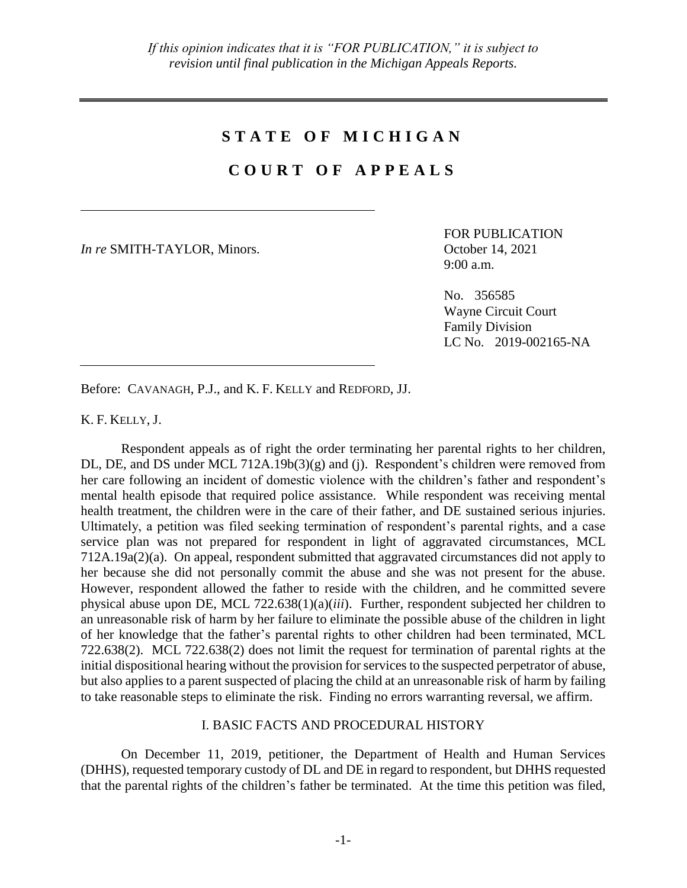*If this opinion indicates that it is "FOR PUBLICATION," it is subject to revision until final publication in the Michigan Appeals Reports.*

---

# STATE OF MICHIGAN

# COURT OF APPEALS

---

*In re* SMITH-TAYLOR, Minors.

FOR PUBLICATION
October 14, 2021
9:00 a.m.

No. 356585
Wayne Circuit Court
Family Division
LC No. 2019-002165-NA

---

Before: CAVANAGH, P.J., and K. F. KELLY and REDFORD, JJ.

K. F. KELLY, J.

Respondent appeals as of right the order terminating her parental rights to her children, DL, DE, and DS under MCL 712A.19b(3)(g) and (j). Respondent's children were removed from her care following an incident of domestic violence with the children's father and respondent's mental health episode that required police assistance. While respondent was receiving mental health treatment, the children were in the care of their father, and DE sustained serious injuries. Ultimately, a petition was filed seeking termination of respondent's parental rights, and a case service plan was not prepared for respondent in light of aggravated circumstances, MCL 712A.19a(2)(a). On appeal, respondent submitted that aggravated circumstances did not apply to her because she did not personally commit the abuse and she was not present for the abuse. However, respondent allowed the father to reside with the children, and he committed severe physical abuse upon DE, MCL 722.638(1)(a)(*iii*). Further, respondent subjected her children to an unreasonable risk of harm by her failure to eliminate the possible abuse of the children in light of her knowledge that the father's parental rights to other children had been terminated, MCL 722.638(2). MCL 722.638(2) does not limit the request for termination of parental rights at the initial dispositional hearing without the provision for services to the suspected perpetrator of abuse, but also applies to a parent suspected of placing the child at an unreasonable risk of harm by failing to take reasonable steps to eliminate the risk. Finding no errors warranting reversal, we affirm.

## I. BASIC FACTS AND PROCEDURAL HISTORY

On December 11, 2019, petitioner, the Department of Health and Human Services (DHHS), requested temporary custody of DL and DE in regard to respondent, but DHHS requested that the parental rights of the children's father be terminated. At the time this petition was filed,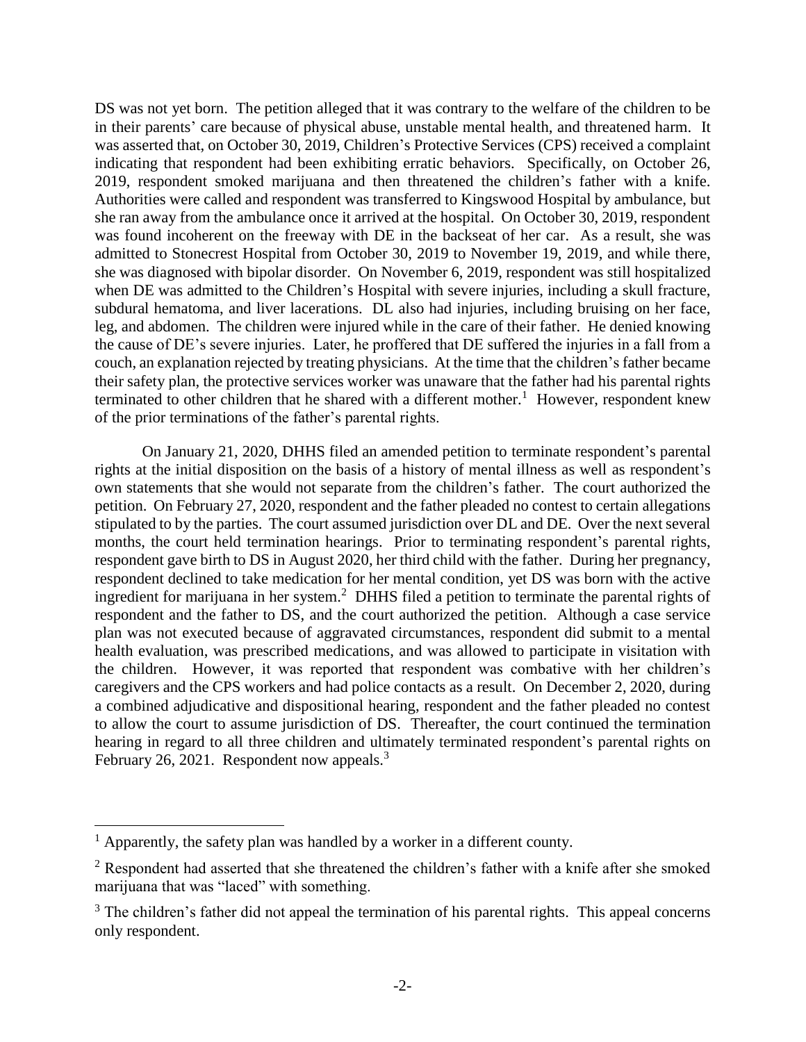DS was not yet born. The petition alleged that it was contrary to the welfare of the children to be in their parents' care because of physical abuse, unstable mental health, and threatened harm. It was asserted that, on October 30, 2019, Children's Protective Services (CPS) received a complaint indicating that respondent had been exhibiting erratic behaviors. Specifically, on October 26, 2019, respondent smoked marijuana and then threatened the children's father with a knife. Authorities were called and respondent was transferred to Kingswood Hospital by ambulance, but she ran away from the ambulance once it arrived at the hospital. On October 30, 2019, respondent was found incoherent on the freeway with DE in the backseat of her car. As a result, she was admitted to Stonecrest Hospital from October 30, 2019 to November 19, 2019, and while there, she was diagnosed with bipolar disorder. On November 6, 2019, respondent was still hospitalized when DE was admitted to the Children's Hospital with severe injuries, including a skull fracture, subdural hematoma, and liver lacerations. DL also had injuries, including bruising on her face, leg, and abdomen. The children were injured while in the care of their father. He denied knowing the cause of DE's severe injuries. Later, he proffered that DE suffered the injuries in a fall from a couch, an explanation rejected by treating physicians. At the time that the children's father became their safety plan, the protective services worker was unaware that the father had his parental rights terminated to other children that he shared with a different mother.[1] However, respondent knew of the prior terminations of the father's parental rights.

On January 21, 2020, DHHS filed an amended petition to terminate respondent's parental rights at the initial disposition on the basis of a history of mental illness as well as respondent's own statements that she would not separate from the children's father. The court authorized the petition. On February 27, 2020, respondent and the father pleaded no contest to certain allegations stipulated to by the parties. The court assumed jurisdiction over DL and DE. Over the next several months, the court held termination hearings. Prior to terminating respondent's parental rights, respondent gave birth to DS in August 2020, her third child with the father. During her pregnancy, respondent declined to take medication for her mental condition, yet DS was born with the active ingredient for marijuana in her system.[2] DHHS filed a petition to terminate the parental rights of respondent and the father to DS, and the court authorized the petition. Although a case service plan was not executed because of aggravated circumstances, respondent did submit to a mental health evaluation, was prescribed medications, and was allowed to participate in visitation with the children. However, it was reported that respondent was combative with her children's caregivers and the CPS workers and had police contacts as a result. On December 2, 2020, during a combined adjudicative and dispositional hearing, respondent and the father pleaded no contest to allow the court to assume jurisdiction of DS. Thereafter, the court continued the termination hearing in regard to all three children and ultimately terminated respondent's parental rights on February 26, 2021. Respondent now appeals.[3]

---

[1] Apparently, the safety plan was handled by a worker in a different county.

[2] Respondent had asserted that she threatened the children's father with a knife after she smoked marijuana that was "laced" with something.

[3] The children's father did not appeal the termination of his parental rights. This appeal concerns only respondent.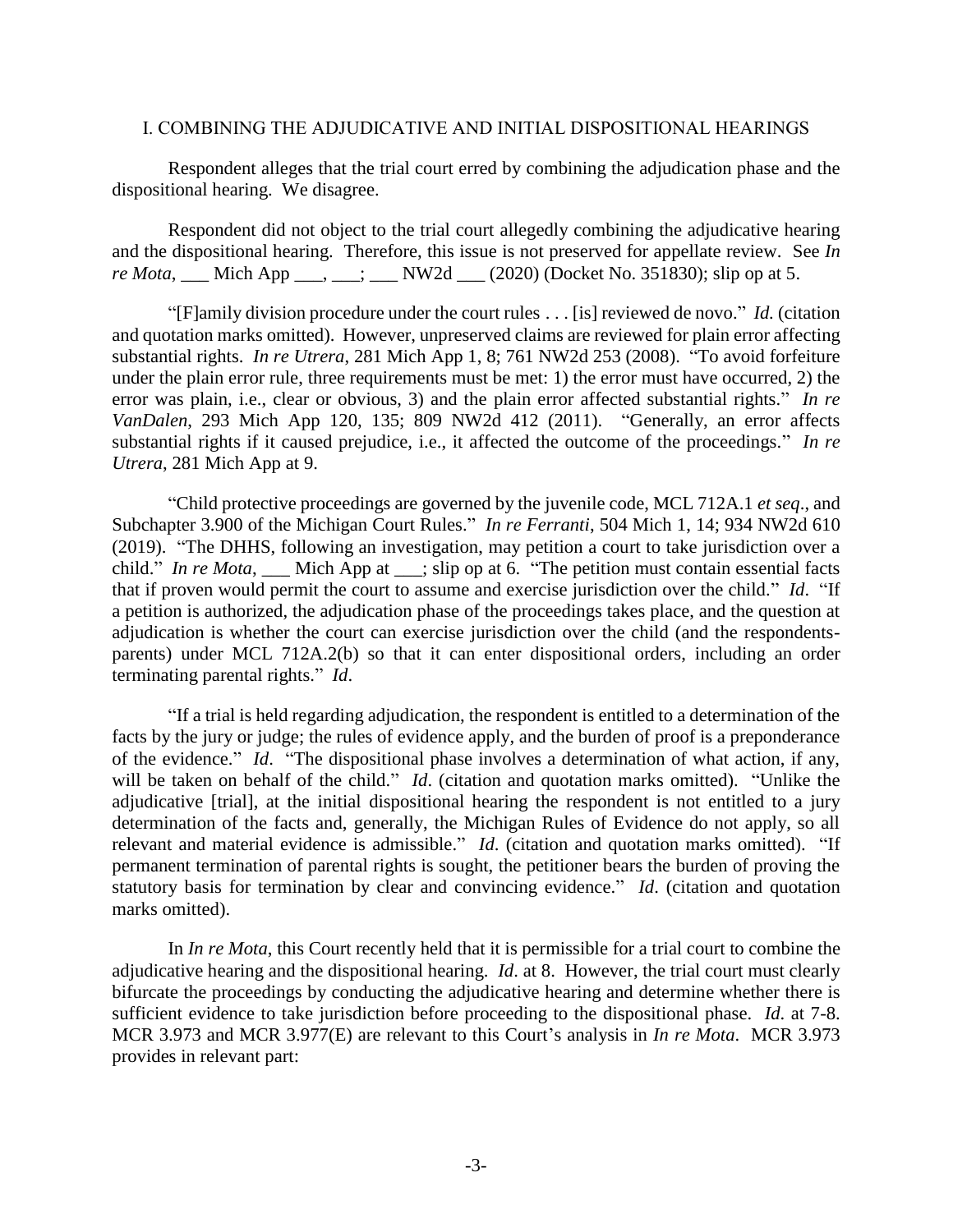## I. COMBINING THE ADJUDICATIVE AND INITIAL DISPOSITIONAL HEARINGS

Respondent alleges that the trial court erred by combining the adjudication phase and the dispositional hearing. We disagree.

Respondent did not object to the trial court allegedly combining the adjudicative hearing and the dispositional hearing. Therefore, this issue is not preserved for appellate review. See *In re Mota*, ___ Mich App ___, ___; ___ NW2d ___ (2020) (Docket No. 351830); slip op at 5.

"[F]amily division procedure under the court rules . . . [is] reviewed de novo." *Id.* (citation and quotation marks omitted). However, unpreserved claims are reviewed for plain error affecting substantial rights. *In re Utrera*, 281 Mich App 1, 8; 761 NW2d 253 (2008). "To avoid forfeiture under the plain error rule, three requirements must be met: 1) the error must have occurred, 2) the error was plain, i.e., clear or obvious, 3) and the plain error affected substantial rights." *In re VanDalen*, 293 Mich App 120, 135; 809 NW2d 412 (2011). "Generally, an error affects substantial rights if it caused prejudice, i.e., it affected the outcome of the proceedings." *In re Utrera*, 281 Mich App at 9.

"Child protective proceedings are governed by the juvenile code, MCL 712A.1 *et seq*., and Subchapter 3.900 of the Michigan Court Rules." *In re Ferranti*, 504 Mich 1, 14; 934 NW2d 610 (2019). "The DHHS, following an investigation, may petition a court to take jurisdiction over a child." *In re Mota*, ___ Mich App at ___; slip op at 6. "The petition must contain essential facts that if proven would permit the court to assume and exercise jurisdiction over the child." *Id*. "If a petition is authorized, the adjudication phase of the proceedings takes place, and the question at adjudication is whether the court can exercise jurisdiction over the child (and the respondents-parents) under MCL 712A.2(b) so that it can enter dispositional orders, including an order terminating parental rights." *Id*.

"If a trial is held regarding adjudication, the respondent is entitled to a determination of the facts by the jury or judge; the rules of evidence apply, and the burden of proof is a preponderance of the evidence." *Id*. "The dispositional phase involves a determination of what action, if any, will be taken on behalf of the child." *Id*. (citation and quotation marks omitted). "Unlike the adjudicative [trial], at the initial dispositional hearing the respondent is not entitled to a jury determination of the facts and, generally, the Michigan Rules of Evidence do not apply, so all relevant and material evidence is admissible." *Id*. (citation and quotation marks omitted). "If permanent termination of parental rights is sought, the petitioner bears the burden of proving the statutory basis for termination by clear and convincing evidence." *Id*. (citation and quotation marks omitted).

In *In re Mota*, this Court recently held that it is permissible for a trial court to combine the adjudicative hearing and the dispositional hearing. *Id*. at 8. However, the trial court must clearly bifurcate the proceedings by conducting the adjudicative hearing and determine whether there is sufficient evidence to take jurisdiction before proceeding to the dispositional phase. *Id*. at 7-8. MCR 3.973 and MCR 3.977(E) are relevant to this Court's analysis in *In re Mota*. MCR 3.973 provides in relevant part: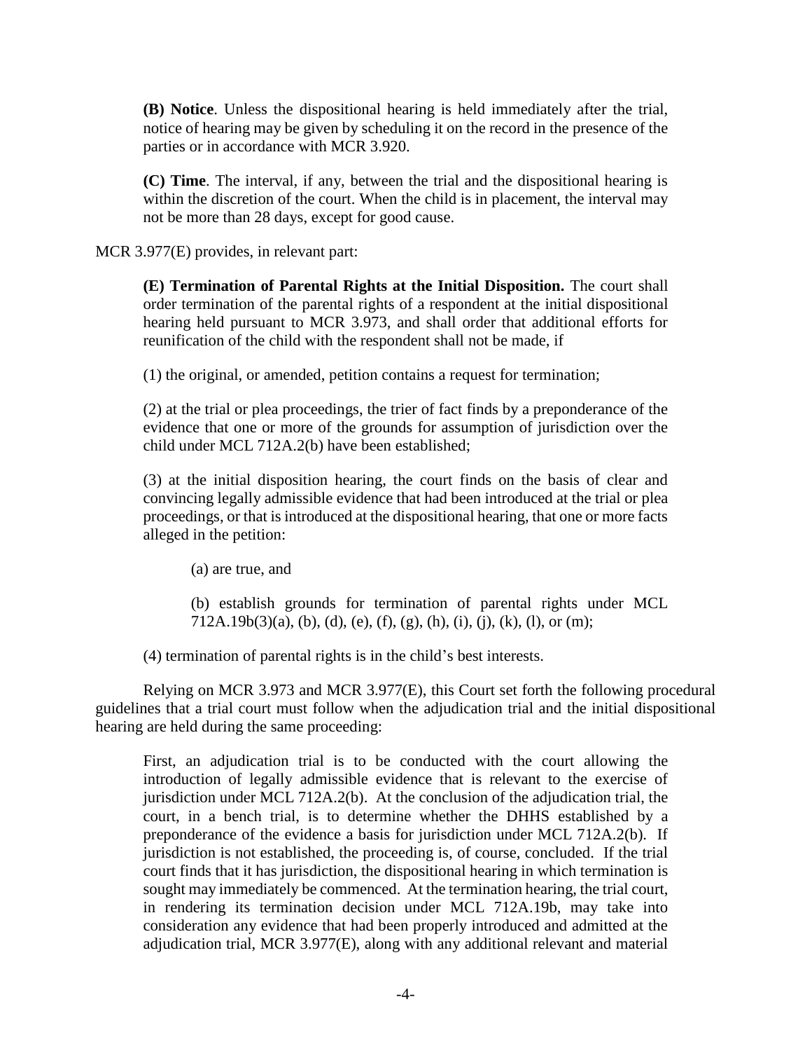> **(B) Notice**. Unless the dispositional hearing is held immediately after the trial, notice of hearing may be given by scheduling it on the record in the presence of the parties or in accordance with MCR 3.920.
>
> **(C) Time**. The interval, if any, between the trial and the dispositional hearing is within the discretion of the court. When the child is in placement, the interval may not be more than 28 days, except for good cause.

MCR 3.977(E) provides, in relevant part:

> **(E) Termination of Parental Rights at the Initial Disposition.** The court shall order termination of the parental rights of a respondent at the initial dispositional hearing held pursuant to MCR 3.973, and shall order that additional efforts for reunification of the child with the respondent shall not be made, if
>
> (1) the original, or amended, petition contains a request for termination;
>
> (2) at the trial or plea proceedings, the trier of fact finds by a preponderance of the evidence that one or more of the grounds for assumption of jurisdiction over the child under MCL 712A.2(b) have been established;
>
> (3) at the initial disposition hearing, the court finds on the basis of clear and convincing legally admissible evidence that had been introduced at the trial or plea proceedings, or that is introduced at the dispositional hearing, that one or more facts alleged in the petition:
>
> > (a) are true, and
> >
> > (b) establish grounds for termination of parental rights under MCL 712A.19b(3)(a), (b), (d), (e), (f), (g), (h), (i), (j), (k), (l), or (m);
>
> (4) termination of parental rights is in the child's best interests.

Relying on MCR 3.973 and MCR 3.977(E), this Court set forth the following procedural guidelines that a trial court must follow when the adjudication trial and the initial dispositional hearing are held during the same proceeding:

> First, an adjudication trial is to be conducted with the court allowing the introduction of legally admissible evidence that is relevant to the exercise of jurisdiction under MCL 712A.2(b). At the conclusion of the adjudication trial, the court, in a bench trial, is to determine whether the DHHS established by a preponderance of the evidence a basis for jurisdiction under MCL 712A.2(b). If jurisdiction is not established, the proceeding is, of course, concluded. If the trial court finds that it has jurisdiction, the dispositional hearing in which termination is sought may immediately be commenced. At the termination hearing, the trial court, in rendering its termination decision under MCL 712A.19b, may take into consideration any evidence that had been properly introduced and admitted at the adjudication trial, MCR 3.977(E), along with any additional relevant and material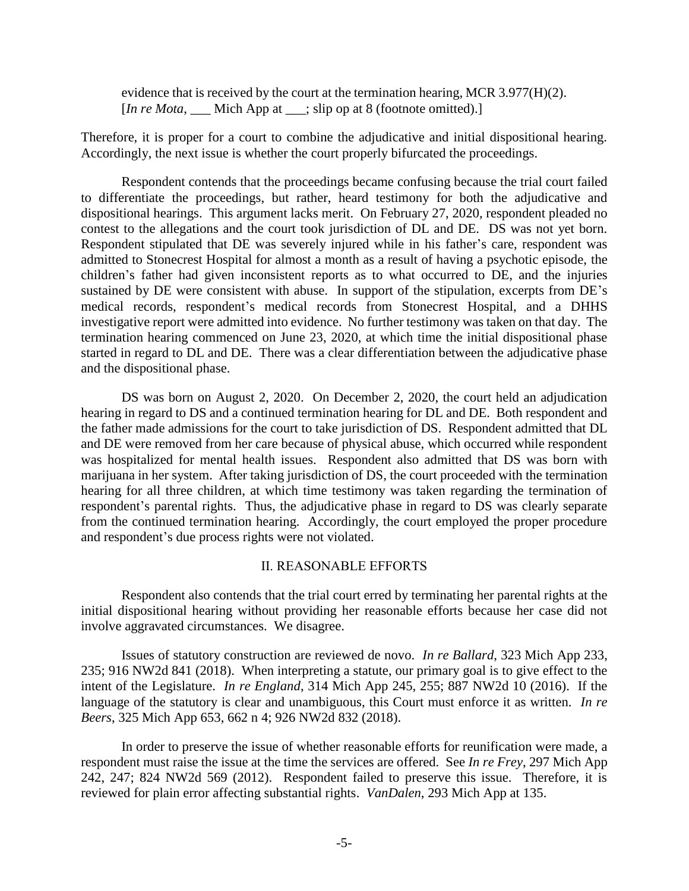> evidence that is received by the court at the termination hearing, MCR 3.977(H)(2). [*In re Mota*, ___ Mich App at ___; slip op at 8 (footnote omitted).]

Therefore, it is proper for a court to combine the adjudicative and initial dispositional hearing. Accordingly, the next issue is whether the court properly bifurcated the proceedings.

Respondent contends that the proceedings became confusing because the trial court failed to differentiate the proceedings, but rather, heard testimony for both the adjudicative and dispositional hearings. This argument lacks merit. On February 27, 2020, respondent pleaded no contest to the allegations and the court took jurisdiction of DL and DE. DS was not yet born. Respondent stipulated that DE was severely injured while in his father's care, respondent was admitted to Stonecrest Hospital for almost a month as a result of having a psychotic episode, the children's father had given inconsistent reports as to what occurred to DE, and the injuries sustained by DE were consistent with abuse. In support of the stipulation, excerpts from DE's medical records, respondent's medical records from Stonecrest Hospital, and a DHHS investigative report were admitted into evidence. No further testimony was taken on that day. The termination hearing commenced on June 23, 2020, at which time the initial dispositional phase started in regard to DL and DE. There was a clear differentiation between the adjudicative phase and the dispositional phase.

DS was born on August 2, 2020. On December 2, 2020, the court held an adjudication hearing in regard to DS and a continued termination hearing for DL and DE. Both respondent and the father made admissions for the court to take jurisdiction of DS. Respondent admitted that DL and DE were removed from her care because of physical abuse, which occurred while respondent was hospitalized for mental health issues. Respondent also admitted that DS was born with marijuana in her system. After taking jurisdiction of DS, the court proceeded with the termination hearing for all three children, at which time testimony was taken regarding the termination of respondent's parental rights. Thus, the adjudicative phase in regard to DS was clearly separate from the continued termination hearing. Accordingly, the court employed the proper procedure and respondent's due process rights were not violated.

## II. REASONABLE EFFORTS

Respondent also contends that the trial court erred by terminating her parental rights at the initial dispositional hearing without providing her reasonable efforts because her case did not involve aggravated circumstances. We disagree.

Issues of statutory construction are reviewed de novo. *In re Ballard*, 323 Mich App 233, 235; 916 NW2d 841 (2018). When interpreting a statute, our primary goal is to give effect to the intent of the Legislature. *In re England*, 314 Mich App 245, 255; 887 NW2d 10 (2016). If the language of the statutory is clear and unambiguous, this Court must enforce it as written. *In re Beers*, 325 Mich App 653, 662 n 4; 926 NW2d 832 (2018).

In order to preserve the issue of whether reasonable efforts for reunification were made, a respondent must raise the issue at the time the services are offered. See *In re Frey*, 297 Mich App 242, 247; 824 NW2d 569 (2012). Respondent failed to preserve this issue. Therefore, it is reviewed for plain error affecting substantial rights. *VanDalen*, 293 Mich App at 135.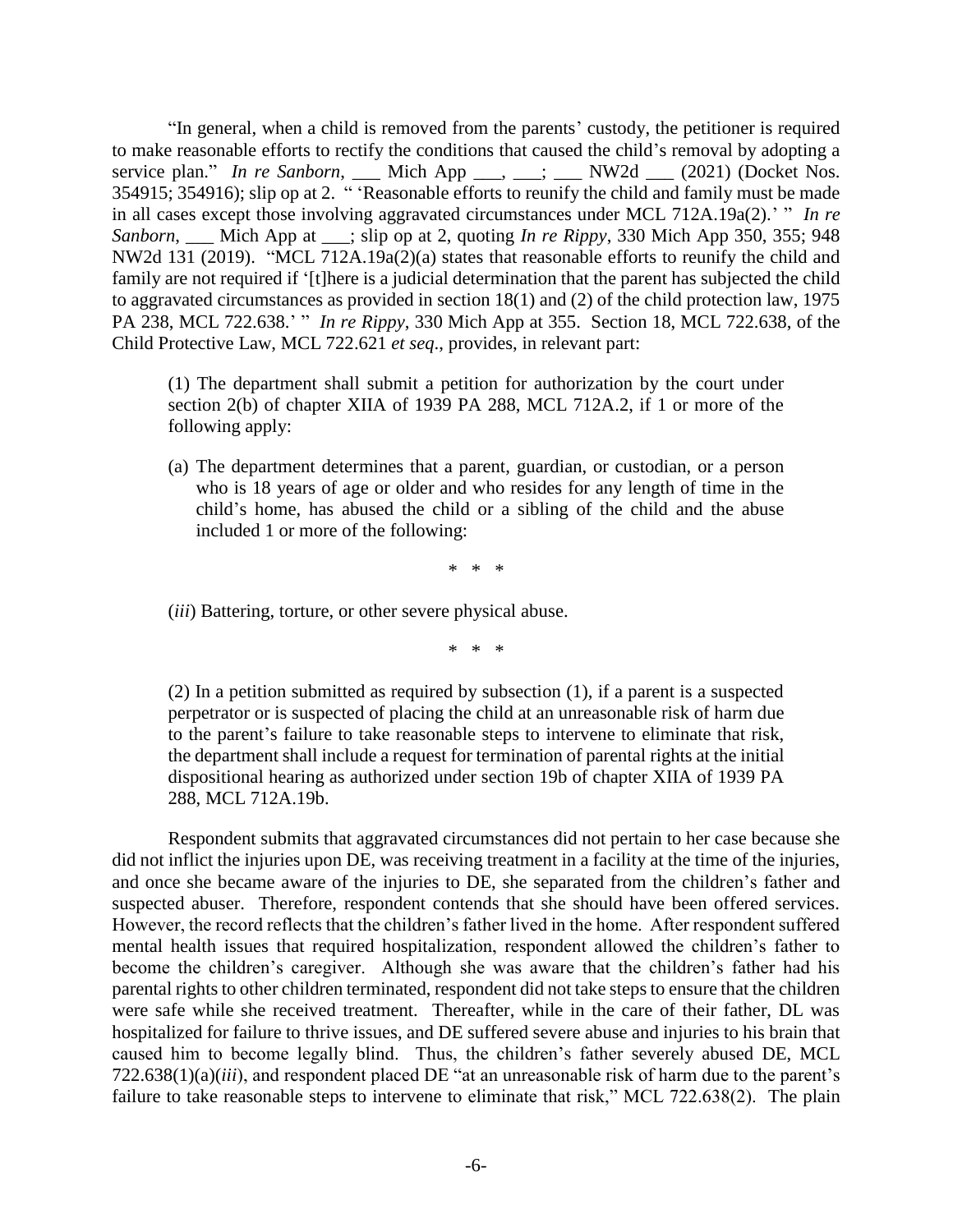"In general, when a child is removed from the parents' custody, the petitioner is required to make reasonable efforts to rectify the conditions that caused the child's removal by adopting a service plan." *In re Sanborn*, ___ Mich App ___, ___; ___ NW2d ___ (2021) (Docket Nos. 354915; 354916); slip op at 2. " 'Reasonable efforts to reunify the child and family must be made in all cases except those involving aggravated circumstances under MCL 712A.19a(2).' " *In re Sanborn*, ___ Mich App at ___; slip op at 2, quoting *In re Rippy*, 330 Mich App 350, 355; 948 NW2d 131 (2019). "MCL 712A.19a(2)(a) states that reasonable efforts to reunify the child and family are not required if '[t]here is a judicial determination that the parent has subjected the child to aggravated circumstances as provided in section 18(1) and (2) of the child protection law, 1975 PA 238, MCL 722.638.' " *In re Rippy*, 330 Mich App at 355. Section 18, MCL 722.638, of the Child Protective Law, MCL 722.621 *et seq*., provides, in relevant part:

> (1) The department shall submit a petition for authorization by the court under section 2(b) of chapter XIIA of 1939 PA 288, MCL 712A.2, if 1 or more of the following apply:
>
> (a) The department determines that a parent, guardian, or custodian, or a person who is 18 years of age or older and who resides for any length of time in the child's home, has abused the child or a sibling of the child and the abuse included 1 or more of the following:
>
> \* \* \*
>
> (*iii*) Battering, torture, or other severe physical abuse.
>
> \* \* \*
>
> (2) In a petition submitted as required by subsection (1), if a parent is a suspected perpetrator or is suspected of placing the child at an unreasonable risk of harm due to the parent's failure to take reasonable steps to intervene to eliminate that risk, the department shall include a request for termination of parental rights at the initial dispositional hearing as authorized under section 19b of chapter XIIA of 1939 PA 288, MCL 712A.19b.

Respondent submits that aggravated circumstances did not pertain to her case because she did not inflict the injuries upon DE, was receiving treatment in a facility at the time of the injuries, and once she became aware of the injuries to DE, she separated from the children's father and suspected abuser. Therefore, respondent contends that she should have been offered services. However, the record reflects that the children's father lived in the home. After respondent suffered mental health issues that required hospitalization, respondent allowed the children's father to become the children's caregiver. Although she was aware that the children's father had his parental rights to other children terminated, respondent did not take steps to ensure that the children were safe while she received treatment. Thereafter, while in the care of their father, DL was hospitalized for failure to thrive issues, and DE suffered severe abuse and injuries to his brain that caused him to become legally blind. Thus, the children's father severely abused DE, MCL 722.638(1)(a)(*iii*), and respondent placed DE "at an unreasonable risk of harm due to the parent's failure to take reasonable steps to intervene to eliminate that risk," MCL 722.638(2). The plain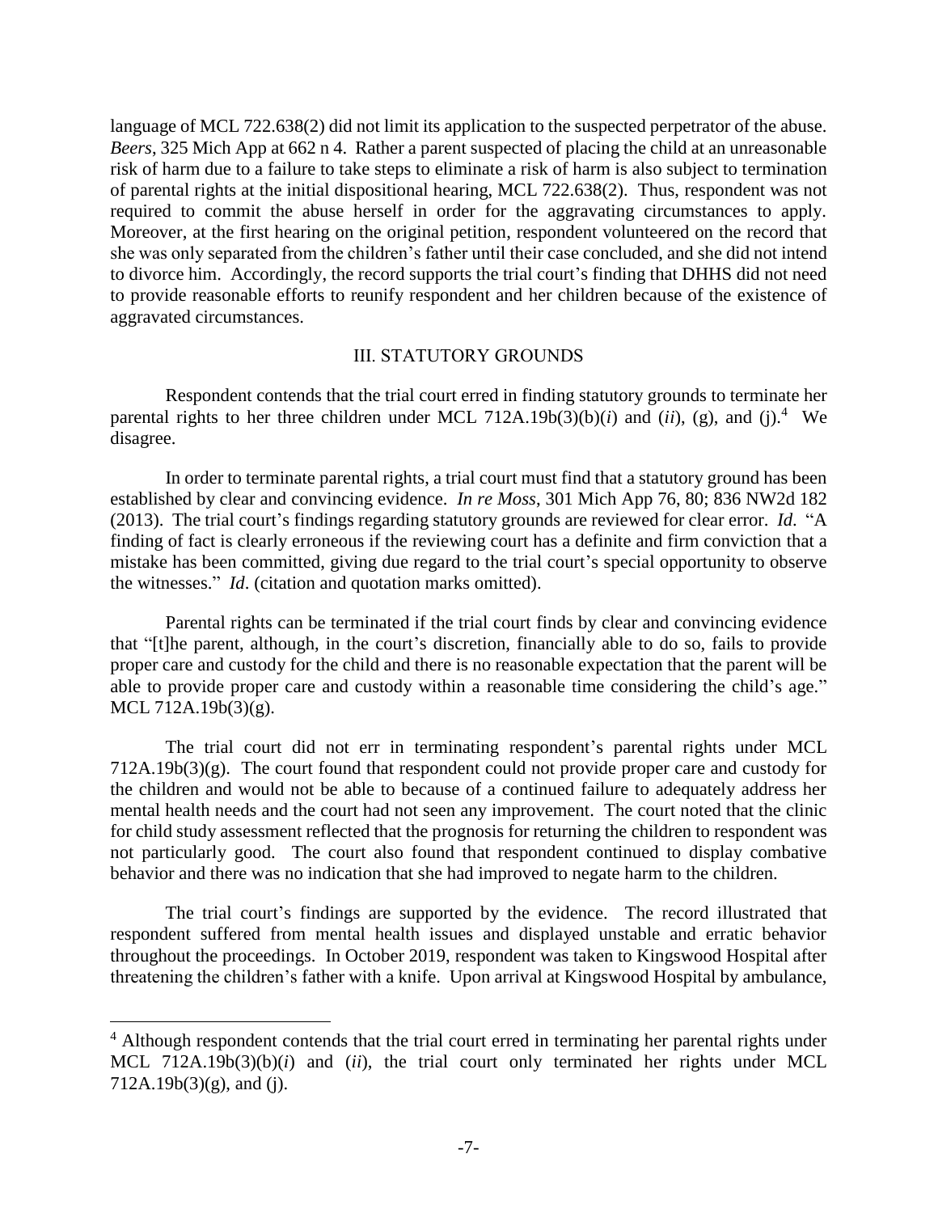language of MCL 722.638(2) did not limit its application to the suspected perpetrator of the abuse. *Beers*, 325 Mich App at 662 n 4. Rather a parent suspected of placing the child at an unreasonable risk of harm due to a failure to take steps to eliminate a risk of harm is also subject to termination of parental rights at the initial dispositional hearing, MCL 722.638(2). Thus, respondent was not required to commit the abuse herself in order for the aggravating circumstances to apply. Moreover, at the first hearing on the original petition, respondent volunteered on the record that she was only separated from the children's father until their case concluded, and she did not intend to divorce him. Accordingly, the record supports the trial court's finding that DHHS did not need to provide reasonable efforts to reunify respondent and her children because of the existence of aggravated circumstances.

## III. STATUTORY GROUNDS

Respondent contends that the trial court erred in finding statutory grounds to terminate her parental rights to her three children under MCL 712A.19b(3)(b)(*i*) and (*ii*), (g), and (j).[4] We disagree.

In order to terminate parental rights, a trial court must find that a statutory ground has been established by clear and convincing evidence. *In re Moss*, 301 Mich App 76, 80; 836 NW2d 182 (2013). The trial court's findings regarding statutory grounds are reviewed for clear error. *Id.* "A finding of fact is clearly erroneous if the reviewing court has a definite and firm conviction that a mistake has been committed, giving due regard to the trial court's special opportunity to observe the witnesses." *Id*. (citation and quotation marks omitted).

Parental rights can be terminated if the trial court finds by clear and convincing evidence that "[t]he parent, although, in the court's discretion, financially able to do so, fails to provide proper care and custody for the child and there is no reasonable expectation that the parent will be able to provide proper care and custody within a reasonable time considering the child's age." MCL 712A.19b(3)(g).

The trial court did not err in terminating respondent's parental rights under MCL 712A.19b(3)(g). The court found that respondent could not provide proper care and custody for the children and would not be able to because of a continued failure to adequately address her mental health needs and the court had not seen any improvement. The court noted that the clinic for child study assessment reflected that the prognosis for returning the children to respondent was not particularly good. The court also found that respondent continued to display combative behavior and there was no indication that she had improved to negate harm to the children.

The trial court's findings are supported by the evidence. The record illustrated that respondent suffered from mental health issues and displayed unstable and erratic behavior throughout the proceedings. In October 2019, respondent was taken to Kingswood Hospital after threatening the children's father with a knife. Upon arrival at Kingswood Hospital by ambulance,

---

[4] Although respondent contends that the trial court erred in terminating her parental rights under MCL 712A.19b(3)(b)(*i*) and (*ii*), the trial court only terminated her rights under MCL 712A.19b(3)(g), and (j).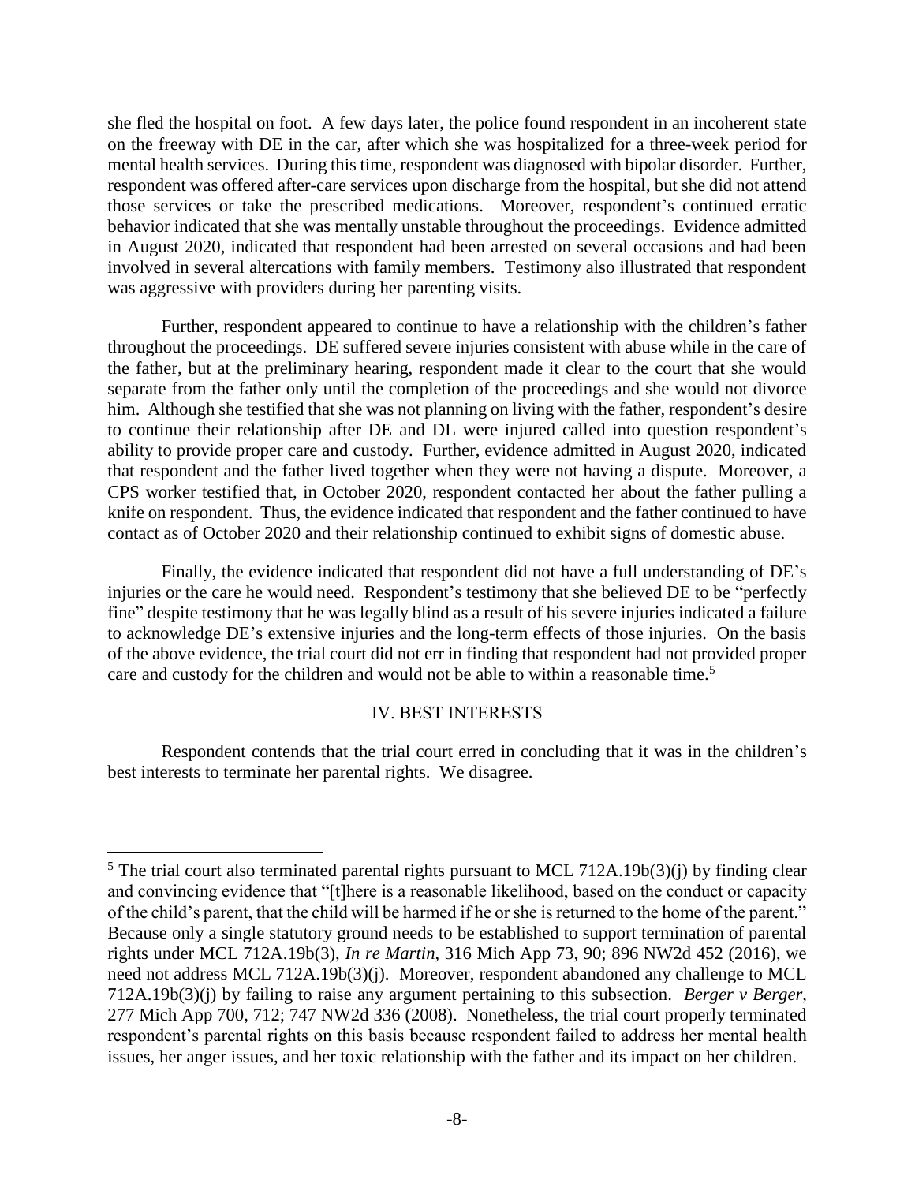she fled the hospital on foot. A few days later, the police found respondent in an incoherent state on the freeway with DE in the car, after which she was hospitalized for a three-week period for mental health services. During this time, respondent was diagnosed with bipolar disorder. Further, respondent was offered after-care services upon discharge from the hospital, but she did not attend those services or take the prescribed medications. Moreover, respondent's continued erratic behavior indicated that she was mentally unstable throughout the proceedings. Evidence admitted in August 2020, indicated that respondent had been arrested on several occasions and had been involved in several altercations with family members. Testimony also illustrated that respondent was aggressive with providers during her parenting visits.

Further, respondent appeared to continue to have a relationship with the children's father throughout the proceedings. DE suffered severe injuries consistent with abuse while in the care of the father, but at the preliminary hearing, respondent made it clear to the court that she would separate from the father only until the completion of the proceedings and she would not divorce him. Although she testified that she was not planning on living with the father, respondent's desire to continue their relationship after DE and DL were injured called into question respondent's ability to provide proper care and custody. Further, evidence admitted in August 2020, indicated that respondent and the father lived together when they were not having a dispute. Moreover, a CPS worker testified that, in October 2020, respondent contacted her about the father pulling a knife on respondent. Thus, the evidence indicated that respondent and the father continued to have contact as of October 2020 and their relationship continued to exhibit signs of domestic abuse.

Finally, the evidence indicated that respondent did not have a full understanding of DE's injuries or the care he would need. Respondent's testimony that she believed DE to be "perfectly fine" despite testimony that he was legally blind as a result of his severe injuries indicated a failure to acknowledge DE's extensive injuries and the long-term effects of those injuries. On the basis of the above evidence, the trial court did not err in finding that respondent had not provided proper care and custody for the children and would not be able to within a reasonable time.[5]

## IV. BEST INTERESTS

Respondent contends that the trial court erred in concluding that it was in the children's best interests to terminate her parental rights. We disagree.

---

[5] The trial court also terminated parental rights pursuant to MCL 712A.19b(3)(j) by finding clear and convincing evidence that "[t]here is a reasonable likelihood, based on the conduct or capacity of the child's parent, that the child will be harmed if he or she is returned to the home of the parent." Because only a single statutory ground needs to be established to support termination of parental rights under MCL 712A.19b(3), *In re Martin*, 316 Mich App 73, 90; 896 NW2d 452 (2016), we need not address MCL 712A.19b(3)(j). Moreover, respondent abandoned any challenge to MCL 712A.19b(3)(j) by failing to raise any argument pertaining to this subsection. *Berger v Berger*, 277 Mich App 700, 712; 747 NW2d 336 (2008). Nonetheless, the trial court properly terminated respondent's parental rights on this basis because respondent failed to address her mental health issues, her anger issues, and her toxic relationship with the father and its impact on her children.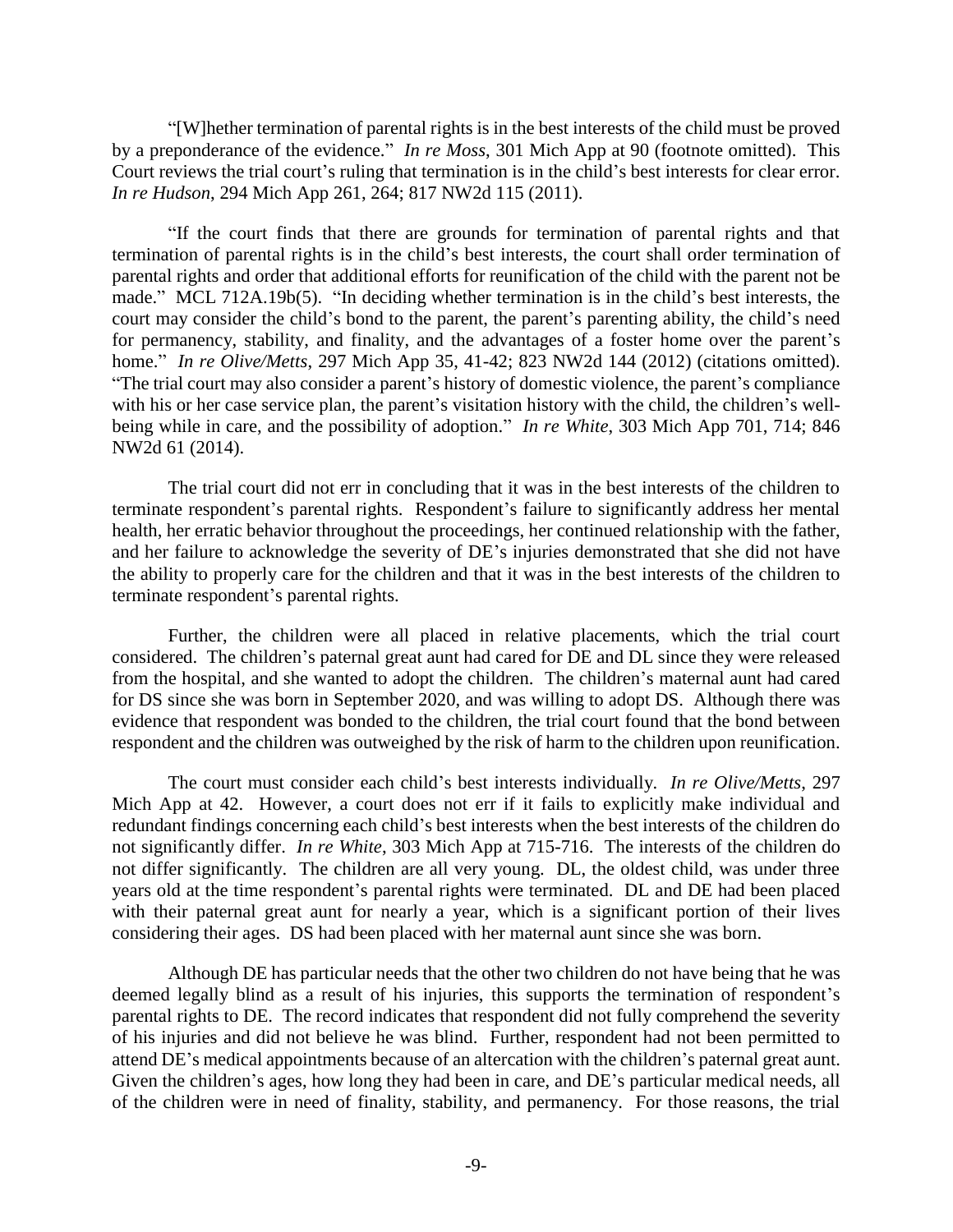"[W]hether termination of parental rights is in the best interests of the child must be proved by a preponderance of the evidence." *In re Moss*, 301 Mich App at 90 (footnote omitted). This Court reviews the trial court's ruling that termination is in the child's best interests for clear error. *In re Hudson*, 294 Mich App 261, 264; 817 NW2d 115 (2011).

"If the court finds that there are grounds for termination of parental rights and that termination of parental rights is in the child's best interests, the court shall order termination of parental rights and order that additional efforts for reunification of the child with the parent not be made." MCL 712A.19b(5). "In deciding whether termination is in the child's best interests, the court may consider the child's bond to the parent, the parent's parenting ability, the child's need for permanency, stability, and finality, and the advantages of a foster home over the parent's home." *In re Olive/Metts*, 297 Mich App 35, 41-42; 823 NW2d 144 (2012) (citations omitted). "The trial court may also consider a parent's history of domestic violence, the parent's compliance with his or her case service plan, the parent's visitation history with the child, the children's well-being while in care, and the possibility of adoption." *In re White*, 303 Mich App 701, 714; 846 NW2d 61 (2014).

The trial court did not err in concluding that it was in the best interests of the children to terminate respondent's parental rights. Respondent's failure to significantly address her mental health, her erratic behavior throughout the proceedings, her continued relationship with the father, and her failure to acknowledge the severity of DE's injuries demonstrated that she did not have the ability to properly care for the children and that it was in the best interests of the children to terminate respondent's parental rights.

Further, the children were all placed in relative placements, which the trial court considered. The children's paternal great aunt had cared for DE and DL since they were released from the hospital, and she wanted to adopt the children. The children's maternal aunt had cared for DS since she was born in September 2020, and was willing to adopt DS. Although there was evidence that respondent was bonded to the children, the trial court found that the bond between respondent and the children was outweighed by the risk of harm to the children upon reunification.

The court must consider each child's best interests individually. *In re Olive/Metts*, 297 Mich App at 42. However, a court does not err if it fails to explicitly make individual and redundant findings concerning each child's best interests when the best interests of the children do not significantly differ. *In re White*, 303 Mich App at 715-716. The interests of the children do not differ significantly. The children are all very young. DL, the oldest child, was under three years old at the time respondent's parental rights were terminated. DL and DE had been placed with their paternal great aunt for nearly a year, which is a significant portion of their lives considering their ages. DS had been placed with her maternal aunt since she was born.

Although DE has particular needs that the other two children do not have being that he was deemed legally blind as a result of his injuries, this supports the termination of respondent's parental rights to DE. The record indicates that respondent did not fully comprehend the severity of his injuries and did not believe he was blind. Further, respondent had not been permitted to attend DE's medical appointments because of an altercation with the children's paternal great aunt. Given the children's ages, how long they had been in care, and DE's particular medical needs, all of the children were in need of finality, stability, and permanency. For those reasons, the trial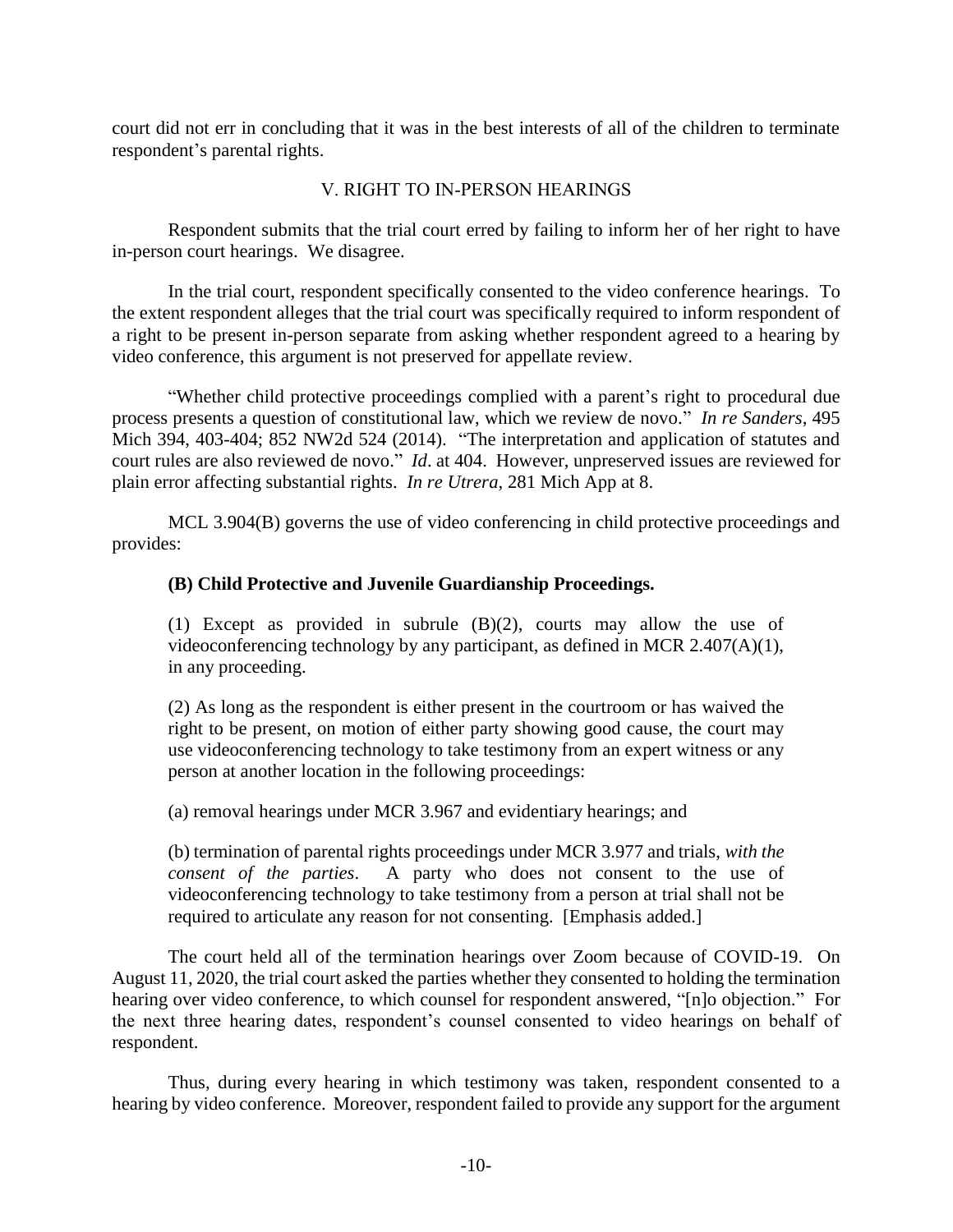court did not err in concluding that it was in the best interests of all of the children to terminate respondent's parental rights.

## V. RIGHT TO IN-PERSON HEARINGS

Respondent submits that the trial court erred by failing to inform her of her right to have in-person court hearings. We disagree.

In the trial court, respondent specifically consented to the video conference hearings. To the extent respondent alleges that the trial court was specifically required to inform respondent of a right to be present in-person separate from asking whether respondent agreed to a hearing by video conference, this argument is not preserved for appellate review.

"Whether child protective proceedings complied with a parent's right to procedural due process presents a question of constitutional law, which we review de novo." *In re Sanders*, 495 Mich 394, 403-404; 852 NW2d 524 (2014). "The interpretation and application of statutes and court rules are also reviewed de novo." *Id*. at 404. However, unpreserved issues are reviewed for plain error affecting substantial rights. *In re Utrera*, 281 Mich App at 8.

MCL 3.904(B) governs the use of video conferencing in child protective proceedings and provides:

> **(B) Child Protective and Juvenile Guardianship Proceedings.**
>
> (1) Except as provided in subrule (B)(2), courts may allow the use of videoconferencing technology by any participant, as defined in MCR 2.407(A)(1), in any proceeding.
>
> (2) As long as the respondent is either present in the courtroom or has waived the right to be present, on motion of either party showing good cause, the court may use videoconferencing technology to take testimony from an expert witness or any person at another location in the following proceedings:
>
> (a) removal hearings under MCR 3.967 and evidentiary hearings; and
>
> (b) termination of parental rights proceedings under MCR 3.977 and trials, *with the consent of the parties*. A party who does not consent to the use of videoconferencing technology to take testimony from a person at trial shall not be required to articulate any reason for not consenting. [Emphasis added.]

The court held all of the termination hearings over Zoom because of COVID-19. On August 11, 2020, the trial court asked the parties whether they consented to holding the termination hearing over video conference, to which counsel for respondent answered, "[n]o objection." For the next three hearing dates, respondent's counsel consented to video hearings on behalf of respondent.

Thus, during every hearing in which testimony was taken, respondent consented to a hearing by video conference. Moreover, respondent failed to provide any support for the argument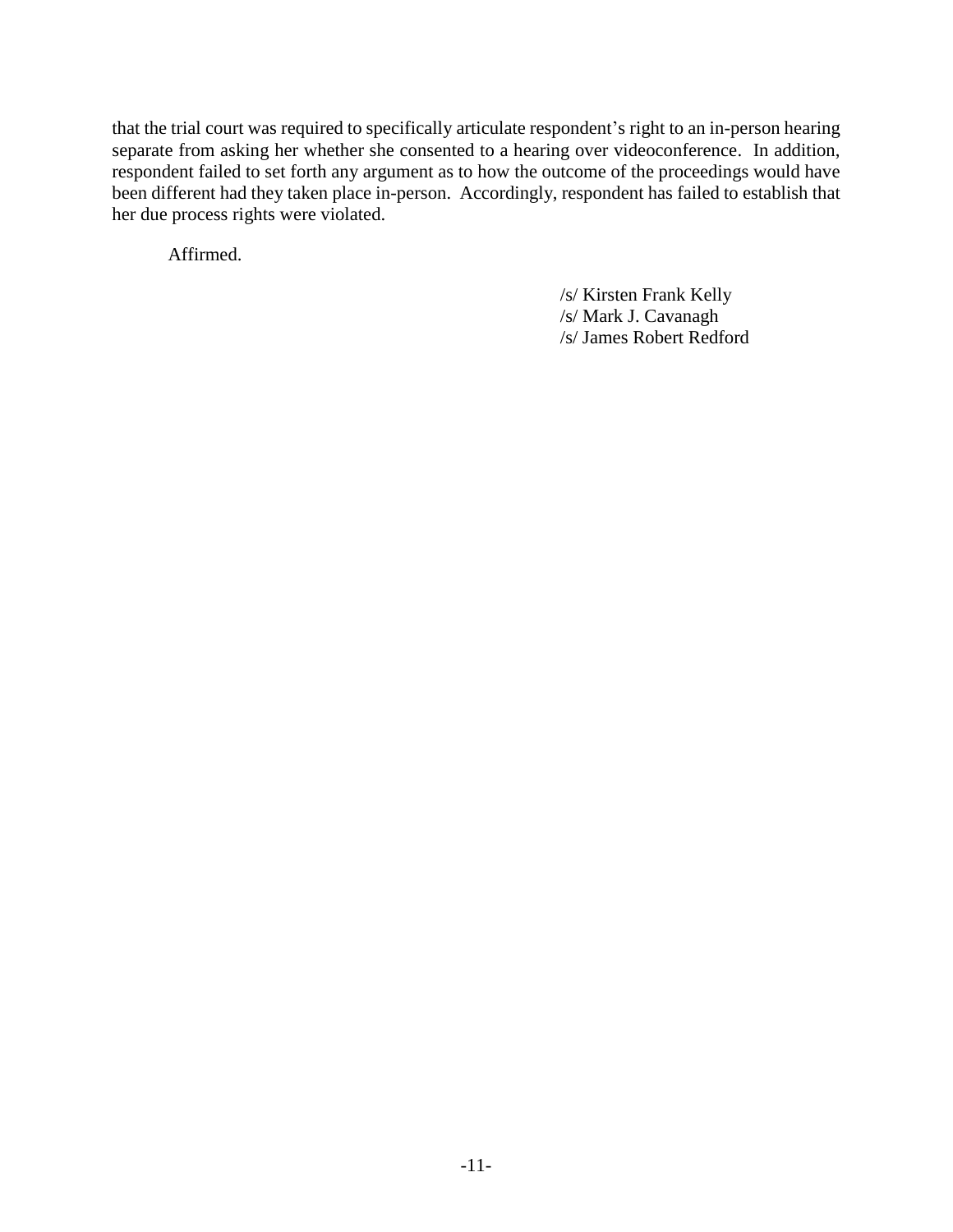that the trial court was required to specifically articulate respondent's right to an in-person hearing separate from asking her whether she consented to a hearing over videoconference. In addition, respondent failed to set forth any argument as to how the outcome of the proceedings would have been different had they taken place in-person. Accordingly, respondent has failed to establish that her due process rights were violated.

Affirmed.

/s/ Kirsten Frank Kelly
/s/ Mark J. Cavanagh
/s/ James Robert Redford